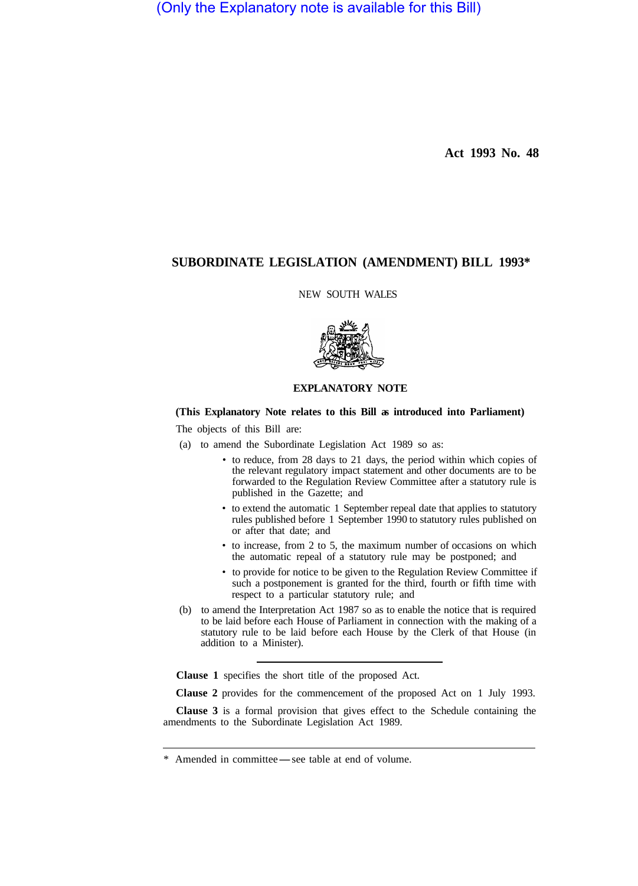(Only the Explanatory note is available for this Bill)

**Act 1993 No. 48**

# SUBORDINATE LEGISLATION (AMENDMENT) BILL 1993*

NEW SOUTH WALES

## EXPLANATORY NOTE

**(This Explanatory Note relates to this Bill as introduced into Parliament)**

The objects of this Bill are:

(a) to amend the Subordinate Legislation Act 1989 so as:

- to reduce, from 28 days to 21 days, the period within which copies of the relevant regulatory impact statement and other documents are to be forwarded to the Regulation Review Committee after a statutory rule is published in the Gazette; and
- to extend the automatic 1 September repeal date that applies to statutory rules published before 1 September 1990 to statutory rules published on or after that date; and
- to increase, from 2 to 5, the maximum number of occasions on which the automatic repeal of a statutory rule may be postponed; and
- to provide for notice to be given to the Regulation Review Committee if such a postponement is granted for the third, fourth or fifth time with respect to a particular statutory rule; and

(b) to amend the Interpretation Act 1987 so as to enable the notice that is required to be laid before each House of Parliament in connection with the making of a statutory rule to be laid before each House by the Clerk of that House (in addition to a Minister).

---

**Clause 1** specifies the short title of the proposed Act.

**Clause 2** provides for the commencement of the proposed Act on 1 July 1993.

**Clause 3** is a formal provision that gives effect to the Schedule containing the amendments to the Subordinate Legislation Act 1989.

---

* Amended in committee—see table at end of volume.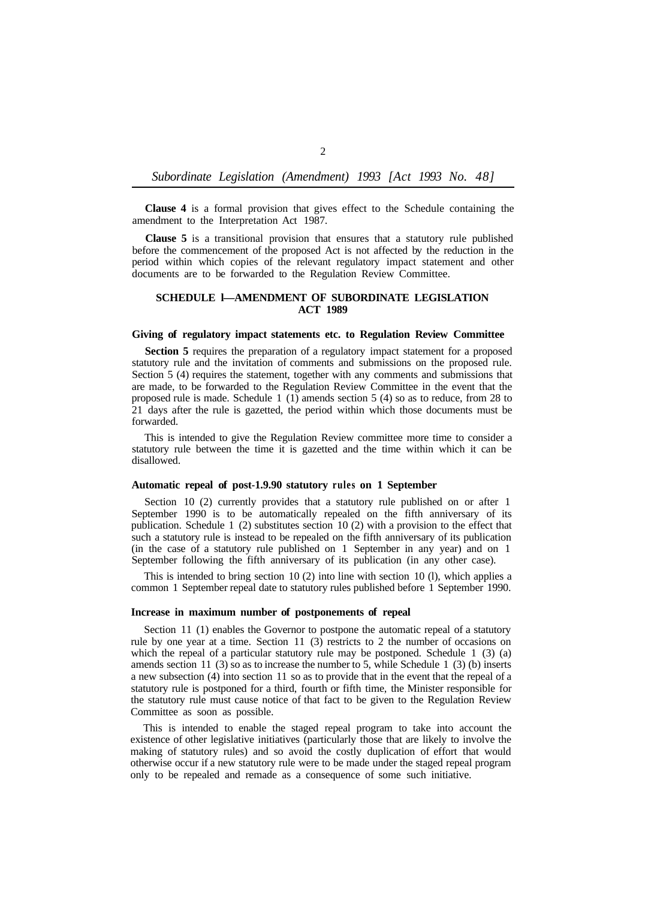**Clause 4** is a formal provision that gives effect to the Schedule containing the amendment to the Interpretation Act 1987.

**Clause 5** is a transitional provision that ensures that a statutory rule published before the commencement of the proposed Act is not affected by the reduction in the period within which copies of the relevant regulatory impact statement and other documents are to be forwarded to the Regulation Review Committee.

## SCHEDULE l—AMENDMENT OF SUBORDINATE LEGISLATION ACT 1989

### Giving of regulatory impact statements etc. to Regulation Review Committee

**Section 5** requires the preparation of a regulatory impact statement for a proposed statutory rule and the invitation of comments and submissions on the proposed rule. Section 5 (4) requires the statement, together with any comments and submissions that are made, to be forwarded to the Regulation Review Committee in the event that the proposed rule is made. Schedule 1 (1) amends section 5 (4) so as to reduce, from 28 to 21 days after the rule is gazetted, the period within which those documents must be forwarded.

This is intended to give the Regulation Review committee more time to consider a statutory rule between the time it is gazetted and the time within which it can be disallowed.

### Automatic repeal of post-1.9.90 statutory rules on 1 September

Section 10 (2) currently provides that a statutory rule published on or after 1 September 1990 is to be automatically repealed on the fifth anniversary of its publication. Schedule 1 (2) substitutes section 10 (2) with a provision to the effect that such a statutory rule is instead to be repealed on the fifth anniversary of its publication (in the case of a statutory rule published on 1 September in any year) and on 1 September following the fifth anniversary of its publication (in any other case).

This is intended to bring section 10 (2) into line with section 10 (l), which applies a common 1 September repeal date to statutory rules published before 1 September 1990.

### Increase in maximum number of postponements of repeal

Section 11 (1) enables the Governor to postpone the automatic repeal of a statutory rule by one year at a time. Section 11 (3) restricts to 2 the number of occasions on which the repeal of a particular statutory rule may be postponed. Schedule 1 (3) (a) amends section 11 (3) so as to increase the number to 5, while Schedule 1 (3) (b) inserts a new subsection (4) into section 11 so as to provide that in the event that the repeal of a statutory rule is postponed for a third, fourth or fifth time, the Minister responsible for the statutory rule must cause notice of that fact to be given to the Regulation Review Committee as soon as possible.

This is intended to enable the staged repeal program to take into account the existence of other legislative initiatives (particularly those that are likely to involve the making of statutory rules) and so avoid the costly duplication of effort that would otherwise occur if a new statutory rule were to be made under the staged repeal program only to be repealed and remade as a consequence of some such initiative.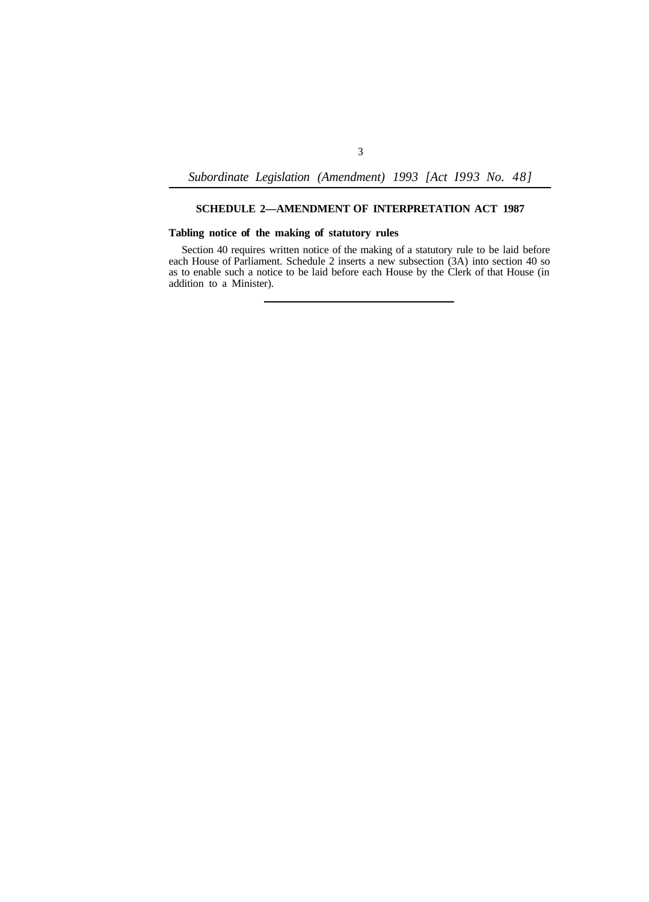## SCHEDULE 2—AMENDMENT OF INTERPRETATION ACT 1987

### Tabling notice of the making of statutory rules

Section 40 requires written notice of the making of a statutory rule to be laid before each House of Parliament. Schedule 2 inserts a new subsection (3A) into section 40 so as to enable such a notice to be laid before each House by the Clerk of that House (in addition to a Minister).